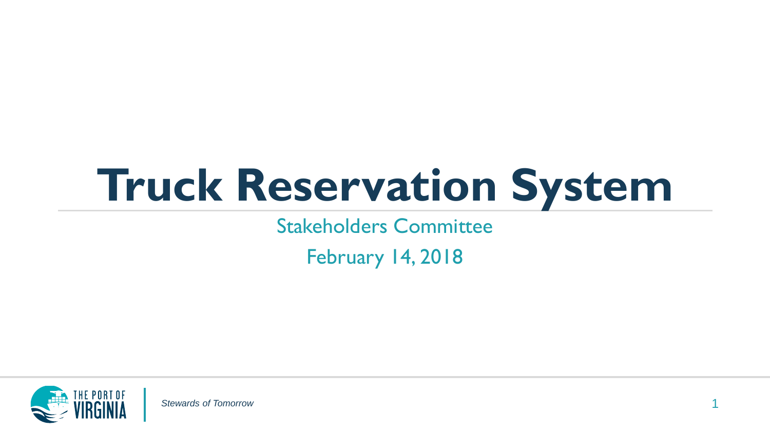# Truck Reservation System

Stakeholders Committee

February 14, 2018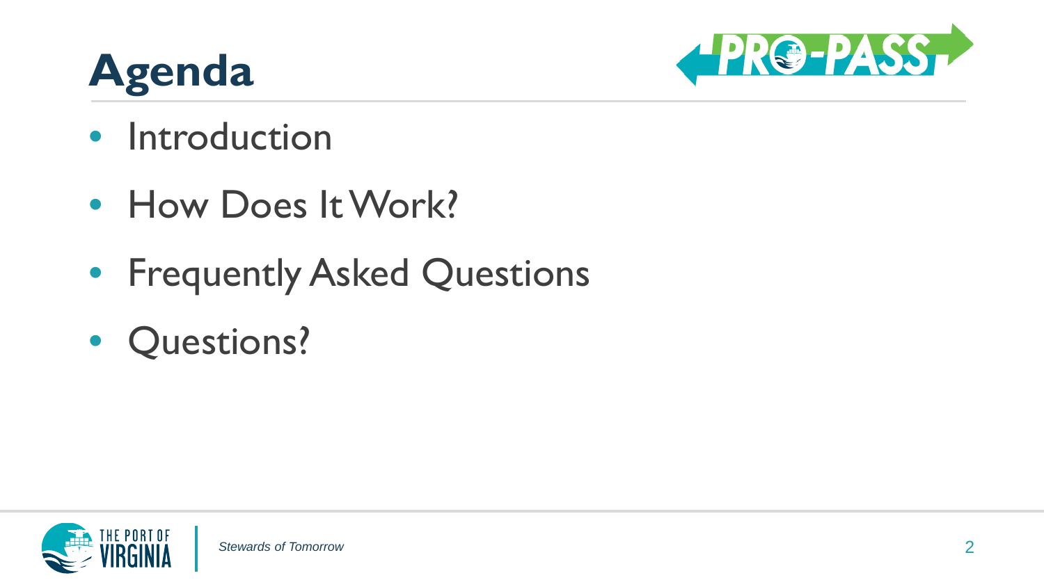# Agenda

- Introduction
- How Does It Work?
- Frequently Asked Questions
- Questions?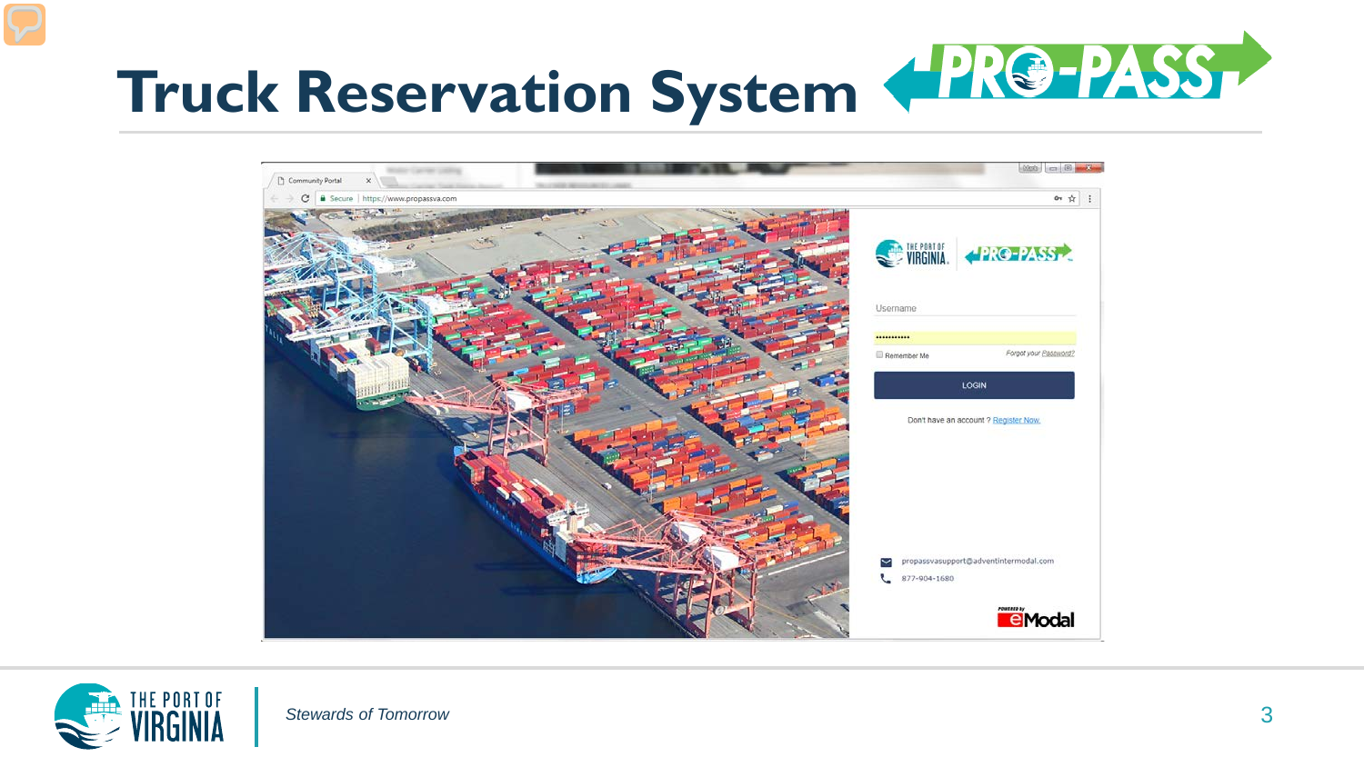# Truck Reservation System

Username

Remember Me

Forgot your Password?

LOGIN

Don't have an account ? Register Now.

propassvasupport@adventintermodal.com

877-904-1680

*Stewards of Tomorrow*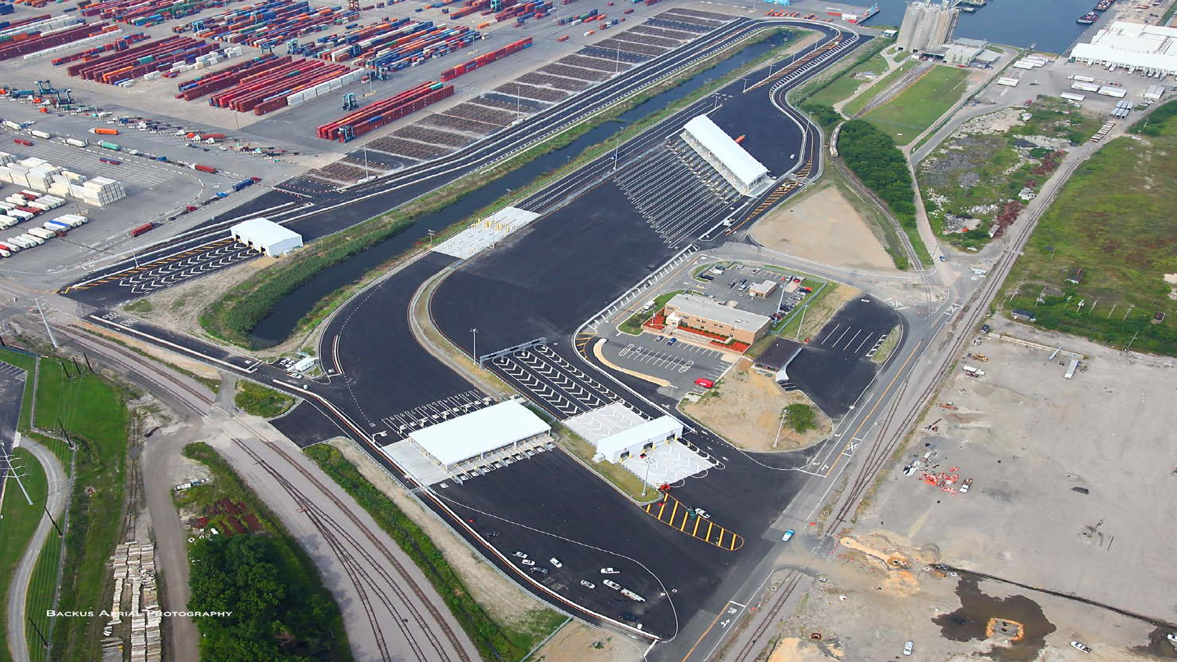Backus Aerial Photography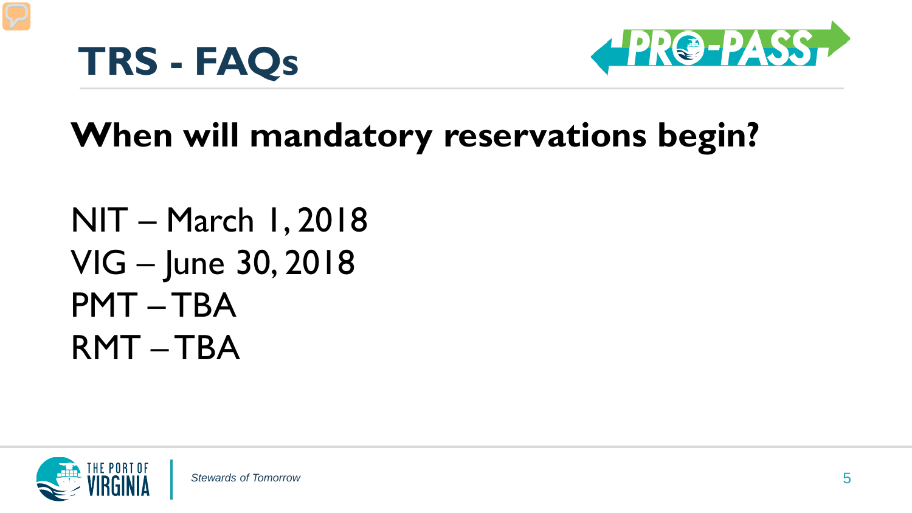# TRS - FAQs

## When will mandatory reservations begin?

NIT – March 1, 2018
VIG – June 30, 2018
PMT – TBA
RMT – TBA

*Stewards of Tomorrow*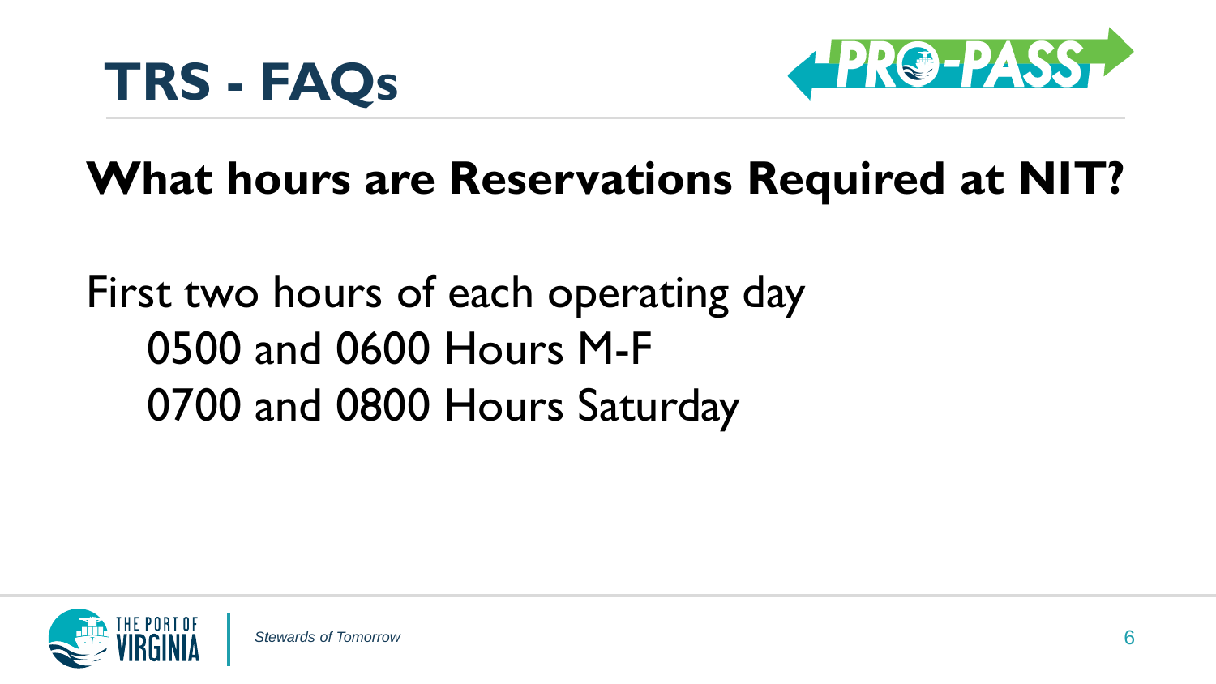# TRS - FAQs

PRO-PASS

## What hours are Reservations Required at NIT?

First two hours of each operating day

- 0500 and 0600 Hours M-F
- 0700 and 0800 Hours Saturday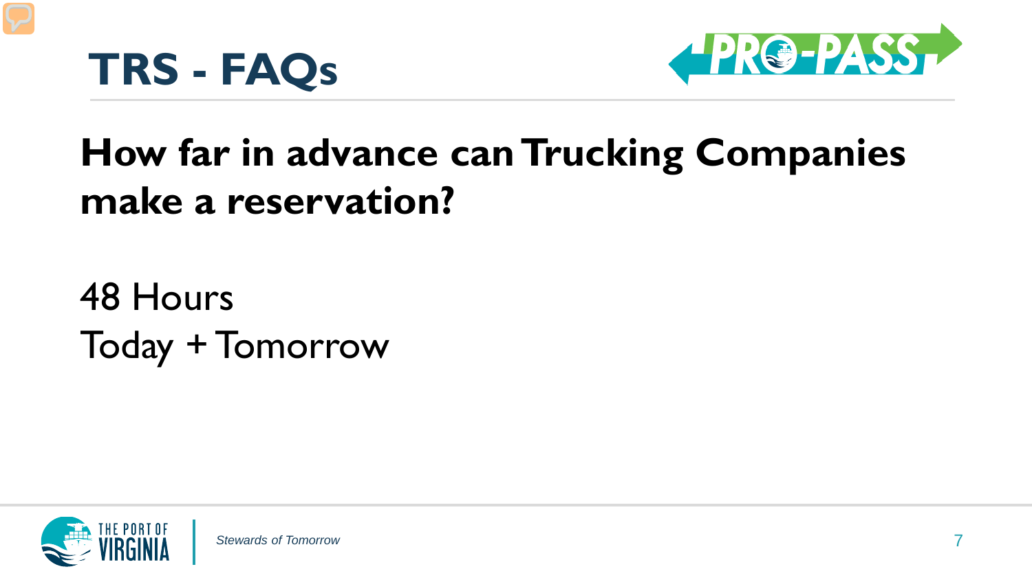# TRS - FAQs

## How far in advance can Trucking Companies make a reservation?

48 Hours
Today + Tomorrow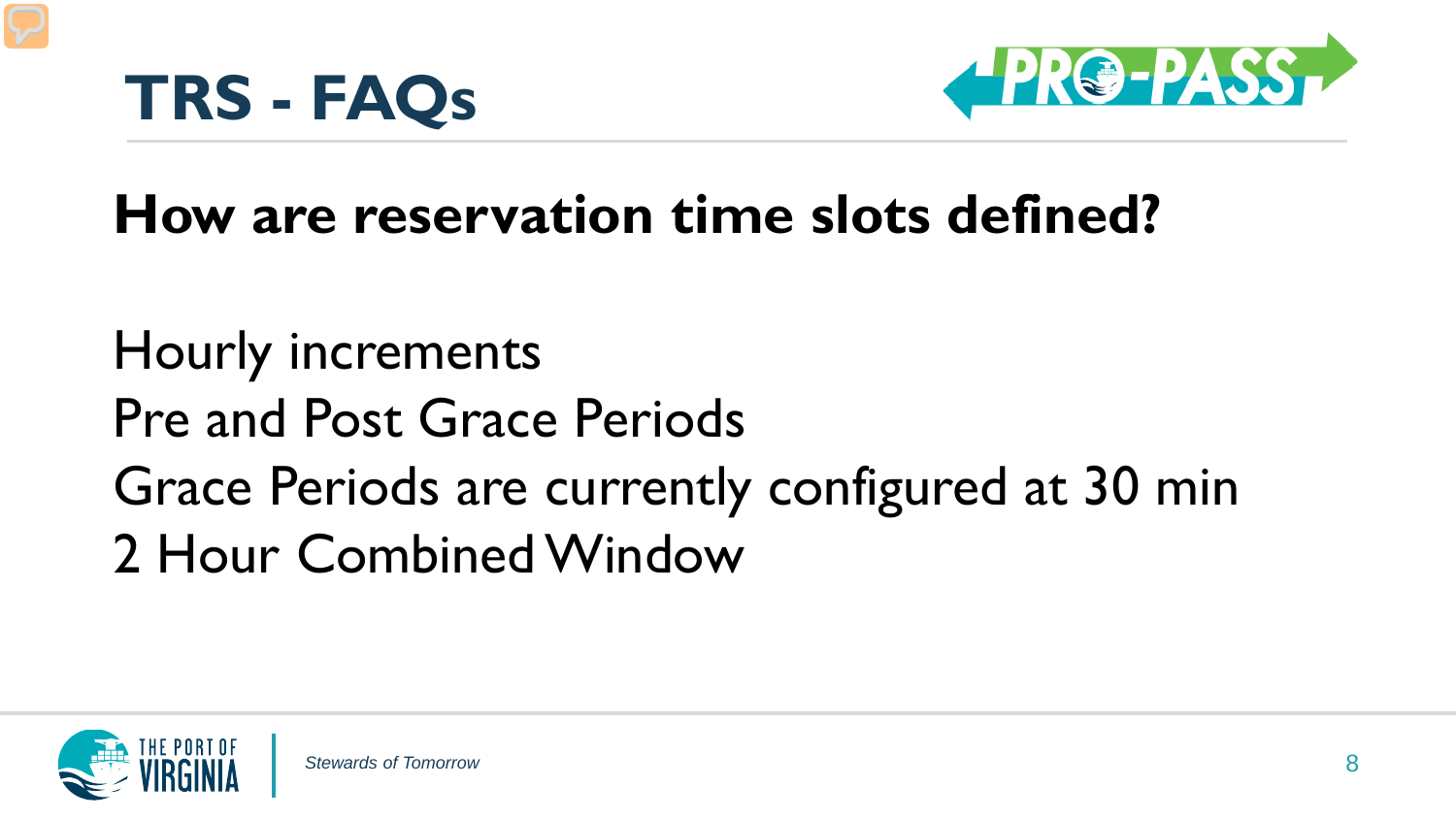# TRS - FAQs

## How are reservation time slots defined?

Hourly increments
Pre and Post Grace Periods
Grace Periods are currently configured at 30 min
2 Hour Combined Window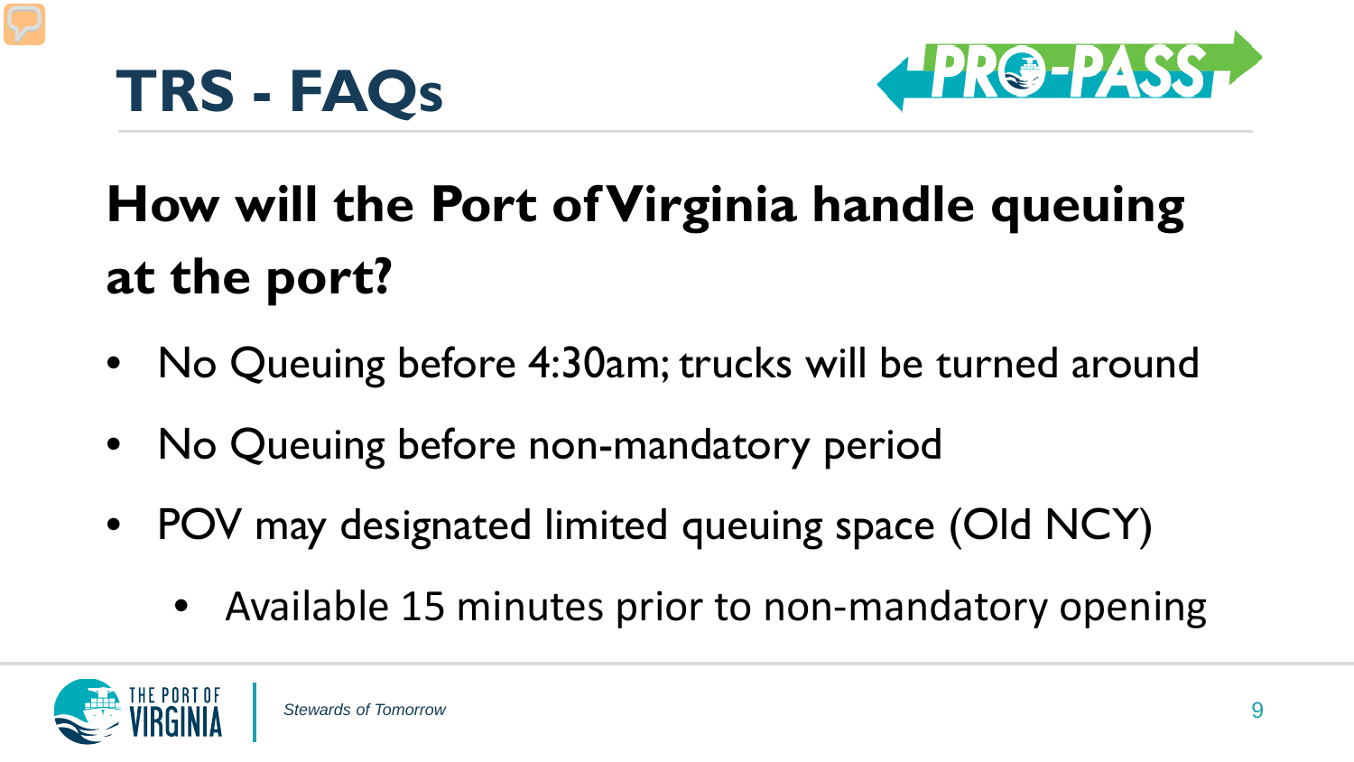# TRS - FAQs

## How will the Port of Virginia handle queuing at the port?

- No Queuing before 4:30am; trucks will be turned around
- No Queuing before non-mandatory period
- POV may designated limited queuing space (Old NCY)
  - Available 15 minutes prior to non-mandatory opening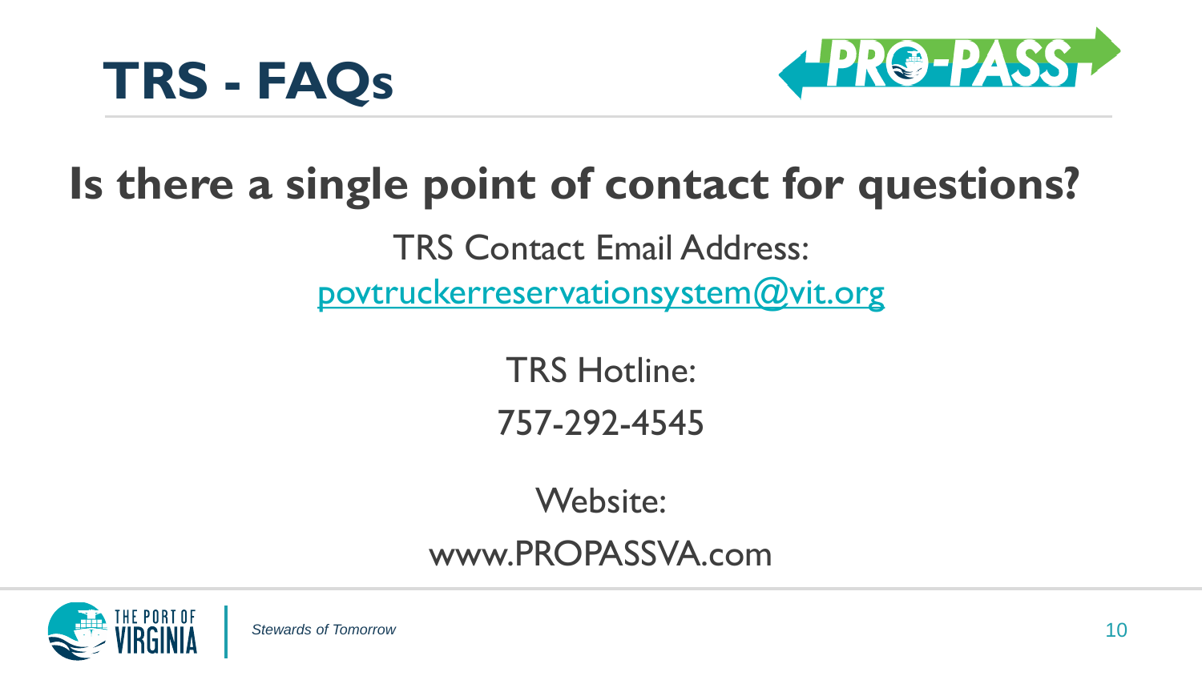# TRS - FAQs

## Is there a single point of contact for questions?

TRS Contact Email Address:

[povtruckerreservationsystem@vit.org](mailto:povtruckerreservationsystem@vit.org)

TRS Hotline:

757-292-4545

Website:

www.PROPASSVA.com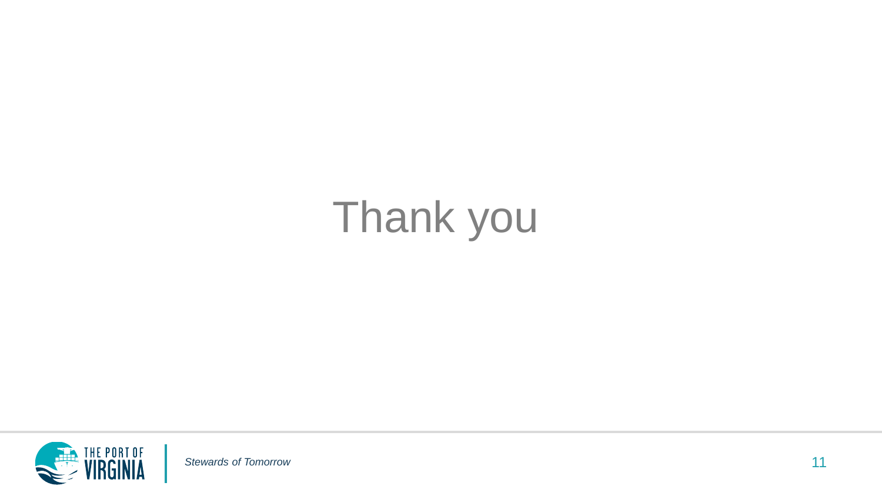# Thank you